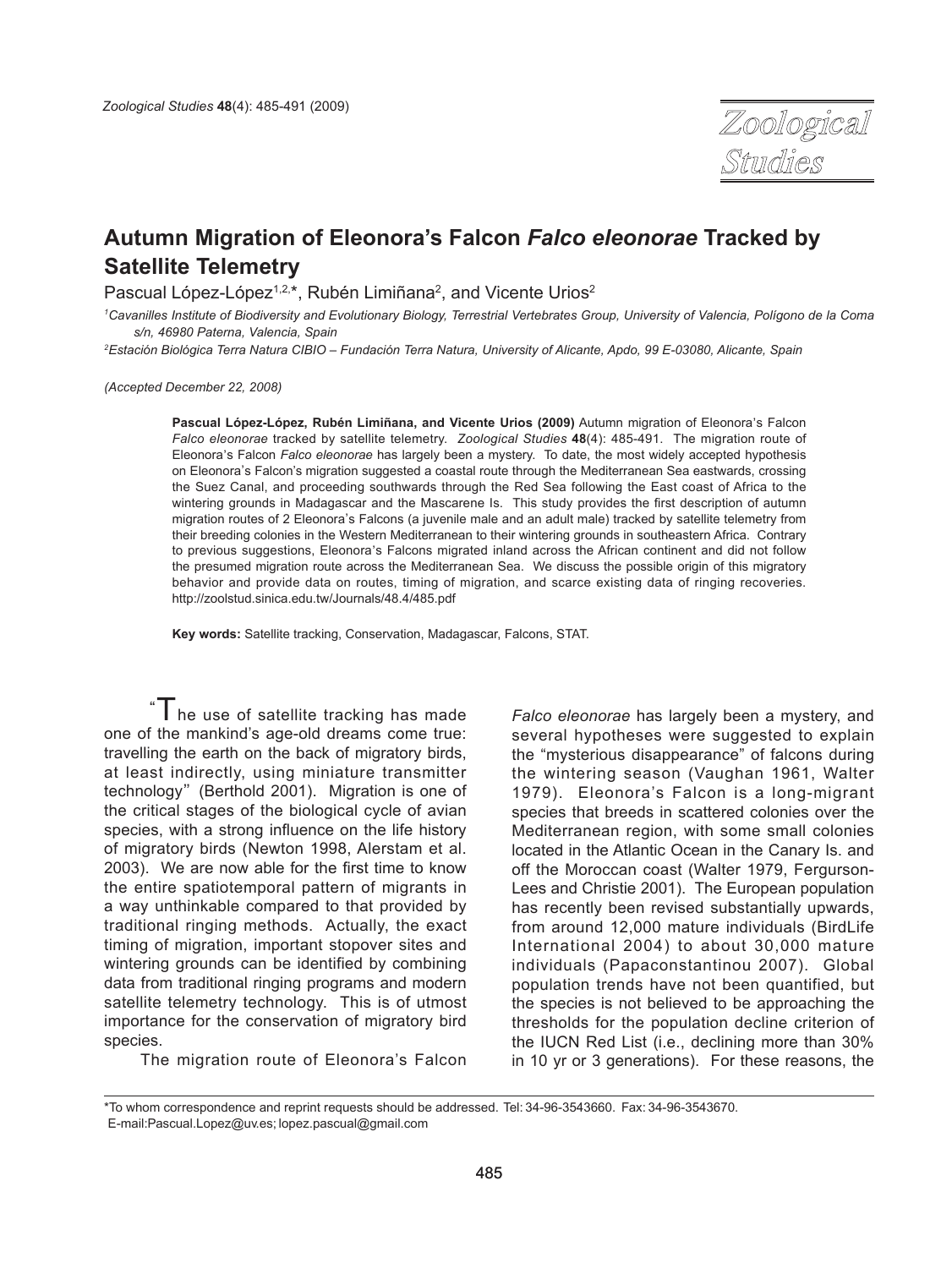# Autumn Migration of Eleonora's Falcon *Falco eleonorae* Tracked by Satellite Telemetry

Pascual López-López[1,2,*], Rubén Limiñana[2], and Vicente Urios[2]

[1]Cavanilles Institute of Biodiversity and Evolutionary Biology, Terrestrial Vertebrates Group, University of Valencia, Polígono de la Coma s/n, 46980 Paterna, Valencia, Spain

[2]Estación Biológica Terra Natura CIBIO – Fundación Terra Natura, University of Alicante, Apdo, 99 E-03080, Alicante, Spain

*(Accepted December 22, 2008)*

**Pascual López-López, Rubén Limiñana, and Vicente Urios (2009)** Autumn migration of Eleonora's Falcon *Falco eleonorae* tracked by satellite telemetry. *Zoological Studies* **48**(4): 485-491. The migration route of Eleonora's Falcon *Falco eleonorae* has largely been a mystery. To date, the most widely accepted hypothesis on Eleonora's Falcon's migration suggested a coastal route through the Mediterranean Sea eastwards, crossing the Suez Canal, and proceeding southwards through the Red Sea following the East coast of Africa to the wintering grounds in Madagascar and the Mascarene Is. This study provides the first description of autumn migration routes of 2 Eleonora's Falcons (a juvenile male and an adult male) tracked by satellite telemetry from their breeding colonies in the Western Mediterranean to their wintering grounds in southeastern Africa. Contrary to previous suggestions, Eleonora's Falcons migrated inland across the African continent and did not follow the presumed migration route across the Mediterranean Sea. We discuss the possible origin of this migratory behavior and provide data on routes, timing of migration, and scarce existing data of ringing recoveries. http://zoolstud.sinica.edu.tw/Journals/48.4/485.pdf

**Key words:** Satellite tracking, Conservation, Madagascar, Falcons, STAT.

"The use of satellite tracking has made one of the mankind's age-old dreams come true: travelling the earth on the back of migratory birds, at least indirectly, using miniature transmitter technology" (Berthold 2001). Migration is one of the critical stages of the biological cycle of avian species, with a strong influence on the life history of migratory birds (Newton 1998, Alerstam et al. 2003). We are now able for the first time to know the entire spatiotemporal pattern of migrants in a way unthinkable compared to that provided by traditional ringing methods. Actually, the exact timing of migration, important stopover sites and wintering grounds can be identified by combining data from traditional ringing programs and modern satellite telemetry technology. This is of utmost importance for the conservation of migratory bird species.

The migration route of Eleonora's Falcon *Falco eleonorae* has largely been a mystery, and several hypotheses were suggested to explain the "mysterious disappearance" of falcons during the wintering season (Vaughan 1961, Walter 1979). Eleonora's Falcon is a long-migrant species that breeds in scattered colonies over the Mediterranean region, with some small colonies located in the Atlantic Ocean in the Canary Is. and off the Moroccan coast (Walter 1979, Fergurson-Lees and Christie 2001). The European population has recently been revised substantially upwards, from around 12,000 mature individuals (BirdLife International 2004) to about 30,000 mature individuals (Papaconstantinou 2007). Global population trends have not been quantified, but the species is not believed to be approaching the thresholds for the population decline criterion of the IUCN Red List (i.e., declining more than 30% in 10 yr or 3 generations). For these reasons, the

*To whom correspondence and reprint requests should be addressed. Tel: 34-96-3543660. Fax: 34-96-3543670. E-mail:Pascual.Lopez@uv.es; lopez.pascual@gmail.com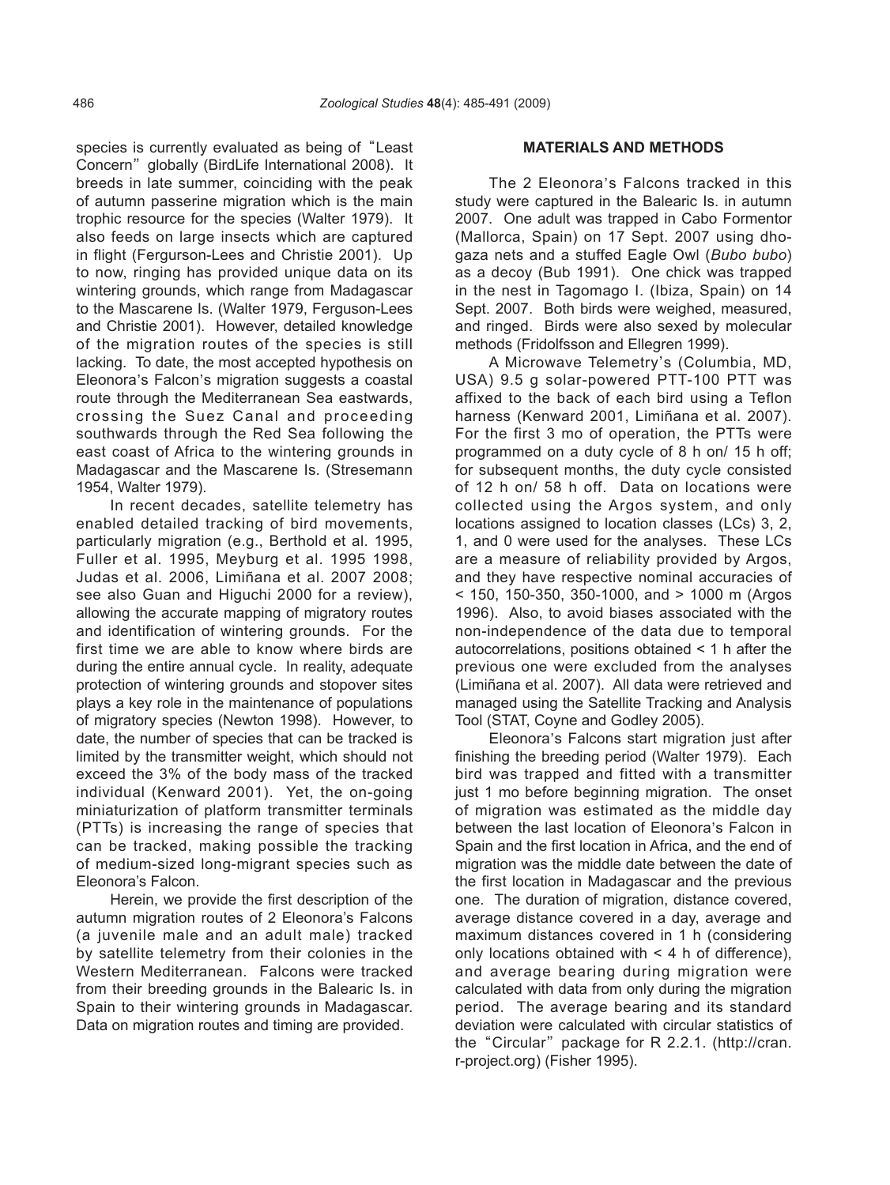species is currently evaluated as being of "Least Concern" globally (BirdLife International 2008). It breeds in late summer, coinciding with the peak of autumn passerine migration which is the main trophic resource for the species (Walter 1979). It also feeds on large insects which are captured in flight (Fergurson-Lees and Christie 2001). Up to now, ringing has provided unique data on its wintering grounds, which range from Madagascar to the Mascarene Is. (Walter 1979, Ferguson-Lees and Christie 2001). However, detailed knowledge of the migration routes of the species is still lacking. To date, the most accepted hypothesis on Eleonora's Falcon's migration suggests a coastal route through the Mediterranean Sea eastwards, crossing the Suez Canal and proceeding southwards through the Red Sea following the east coast of Africa to the wintering grounds in Madagascar and the Mascarene Is. (Stresemann 1954, Walter 1979).

In recent decades, satellite telemetry has enabled detailed tracking of bird movements, particularly migration (e.g., Berthold et al. 1995, Fuller et al. 1995, Meyburg et al. 1995 1998, Judas et al. 2006, Limiñana et al. 2007 2008; see also Guan and Higuchi 2000 for a review), allowing the accurate mapping of migratory routes and identification of wintering grounds. For the first time we are able to know where birds are during the entire annual cycle. In reality, adequate protection of wintering grounds and stopover sites plays a key role in the maintenance of populations of migratory species (Newton 1998). However, to date, the number of species that can be tracked is limited by the transmitter weight, which should not exceed the 3% of the body mass of the tracked individual (Kenward 2001). Yet, the on-going miniaturization of platform transmitter terminals (PTTs) is increasing the range of species that can be tracked, making possible the tracking of medium-sized long-migrant species such as Eleonora's Falcon.

Herein, we provide the first description of the autumn migration routes of 2 Eleonora's Falcons (a juvenile male and an adult male) tracked by satellite telemetry from their colonies in the Western Mediterranean. Falcons were tracked from their breeding grounds in the Balearic Is. in Spain to their wintering grounds in Madagascar. Data on migration routes and timing are provided.

## MATERIALS AND METHODS

The 2 Eleonora's Falcons tracked in this study were captured in the Balearic Is. in autumn 2007. One adult was trapped in Cabo Formentor (Mallorca, Spain) on 17 Sept. 2007 using dho-gaza nets and a stuffed Eagle Owl (*Bubo bubo*) as a decoy (Bub 1991). One chick was trapped in the nest in Tagomago I. (Ibiza, Spain) on 14 Sept. 2007. Both birds were weighed, measured, and ringed. Birds were also sexed by molecular methods (Fridolfsson and Ellegren 1999).

A Microwave Telemetry's (Columbia, MD, USA) 9.5 g solar-powered PTT-100 PTT was affixed to the back of each bird using a Teflon harness (Kenward 2001, Limiñana et al. 2007). For the first 3 mo of operation, the PTTs were programmed on a duty cycle of 8 h on/ 15 h off; for subsequent months, the duty cycle consisted of 12 h on/ 58 h off. Data on locations were collected using the Argos system, and only locations assigned to location classes (LCs) 3, 2, 1, and 0 were used for the analyses. These LCs are a measure of reliability provided by Argos, and they have respective nominal accuracies of < 150, 150-350, 350-1000, and > 1000 m (Argos 1996). Also, to avoid biases associated with the non-independence of the data due to temporal autocorrelations, positions obtained < 1 h after the previous one were excluded from the analyses (Limiñana et al. 2007). All data were retrieved and managed using the Satellite Tracking and Analysis Tool (STAT, Coyne and Godley 2005).

Eleonora's Falcons start migration just after finishing the breeding period (Walter 1979). Each bird was trapped and fitted with a transmitter just 1 mo before beginning migration. The onset of migration was estimated as the middle day between the last location of Eleonora's Falcon in Spain and the first location in Africa, and the end of migration was the middle date between the date of the first location in Madagascar and the previous one. The duration of migration, distance covered, average distance covered in a day, average and maximum distances covered in 1 h (considering only locations obtained with < 4 h of difference), and average bearing during migration were calculated with data from only during the migration period. The average bearing and its standard deviation were calculated with circular statistics of the "Circular" package for R 2.2.1. (http://cran.r-project.org) (Fisher 1995).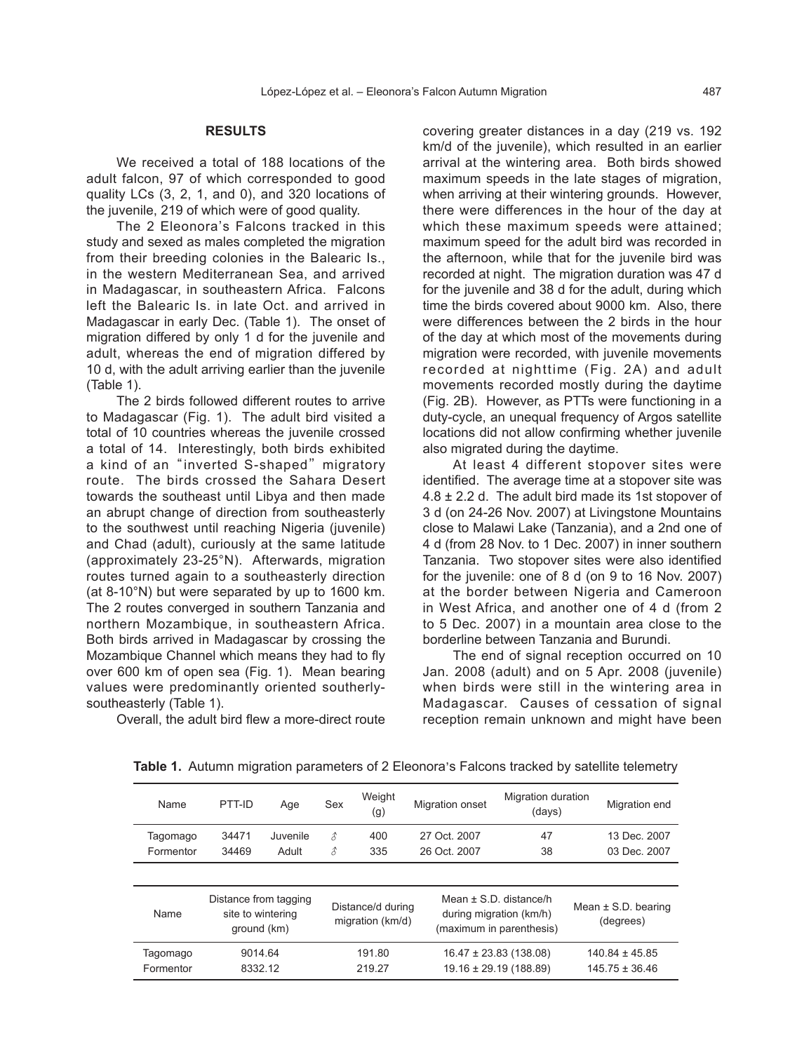## RESULTS

We received a total of 188 locations of the adult falcon, 97 of which corresponded to good quality LCs (3, 2, 1, and 0), and 320 locations of the juvenile, 219 of which were of good quality.

The 2 Eleonora's Falcons tracked in this study and sexed as males completed the migration from their breeding colonies in the Balearic Is., in the western Mediterranean Sea, and arrived in Madagascar, in southeastern Africa. Falcons left the Balearic Is. in late Oct. and arrived in Madagascar in early Dec. (Table 1). The onset of migration differed by only 1 d for the juvenile and adult, whereas the end of migration differed by 10 d, with the adult arriving earlier than the juvenile (Table 1).

The 2 birds followed different routes to arrive to Madagascar (Fig. 1). The adult bird visited a total of 10 countries whereas the juvenile crossed a total of 14. Interestingly, both birds exhibited a kind of an "inverted S-shaped" migratory route. The birds crossed the Sahara Desert towards the southeast until Libya and then made an abrupt change of direction from southeasterly to the southwest until reaching Nigeria (juvenile) and Chad (adult), curiously at the same latitude (approximately 23-25°N). Afterwards, migration routes turned again to a southeasterly direction (at 8-10°N) but were separated by up to 1600 km. The 2 routes converged in southern Tanzania and northern Mozambique, in southeastern Africa. Both birds arrived in Madagascar by crossing the Mozambique Channel which means they had to fly over 600 km of open sea (Fig. 1). Mean bearing values were predominantly oriented southerly-southeasterly (Table 1).

Overall, the adult bird flew a more-direct route covering greater distances in a day (219 vs. 192 km/d of the juvenile), which resulted in an earlier arrival at the wintering area. Both birds showed maximum speeds in the late stages of migration, when arriving at their wintering grounds. However, there were differences in the hour of the day at which these maximum speeds were attained; maximum speed for the adult bird was recorded in the afternoon, while that for the juvenile bird was recorded at night. The migration duration was 47 d for the juvenile and 38 d for the adult, during which time the birds covered about 9000 km. Also, there were differences between the 2 birds in the hour of the day at which most of the movements during migration were recorded, with juvenile movements recorded at nighttime (Fig. 2A) and adult movements recorded mostly during the daytime (Fig. 2B). However, as PTTs were functioning in a duty-cycle, an unequal frequency of Argos satellite locations did not allow confirming whether juvenile also migrated during the daytime.

At least 4 different stopover sites were identified. The average time at a stopover site was 4.8 ± 2.2 d. The adult bird made its 1st stopover of 3 d (on 24-26 Nov. 2007) at Livingstone Mountains close to Malawi Lake (Tanzania), and a 2nd one of 4 d (from 28 Nov. to 1 Dec. 2007) in inner southern Tanzania. Two stopover sites were also identified for the juvenile: one of 8 d (on 9 to 16 Nov. 2007) at the border between Nigeria and Cameroon in West Africa, and another one of 4 d (from 2 to 5 Dec. 2007) in a mountain area close to the borderline between Tanzania and Burundi.

The end of signal reception occurred on 10 Jan. 2008 (adult) and on 5 Apr. 2008 (juvenile) when birds were still in the wintering area in Madagascar. Causes of cessation of signal reception remain unknown and might have been

**Table 1.** Autumn migration parameters of 2 Eleonora's Falcons tracked by satellite telemetry

| Name | PTT-ID | Age | Sex | Weight (g) | Migration onset | Migration duration (days) | Migration end |
|---|---|---|---|---|---|---|---|
| Tagomago | 34471 | Juvenile | ♂ | 400 | 27 Oct. 2007 | 47 | 13 Dec. 2007 |
| Formentor | 34469 | Adult | ♂ | 335 | 26 Oct. 2007 | 38 | 03 Dec. 2007 |

| Name | Distance from tagging site to wintering ground (km) | Distance/d during migration (km/d) | Mean ± S.D. distance/h during migration (km/h) (maximum in parenthesis) | Mean ± S.D. bearing (degrees) |
|---|---|---|---|---|
| Tagomago | 9014.64 | 191.80 | 16.47 ± 23.83 (138.08) | 140.84 ± 45.85 |
| Formentor | 8332.12 | 219.27 | 19.16 ± 29.19 (188.89) | 145.75 ± 36.46 |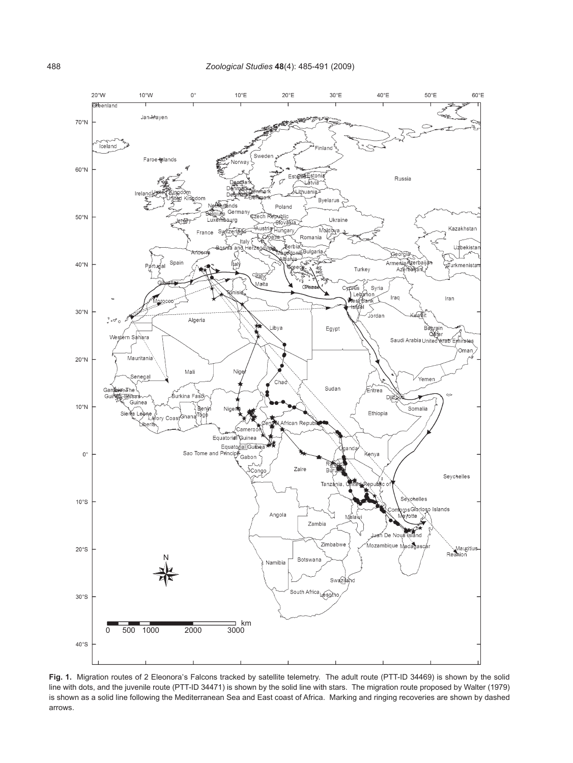**Fig. 1.** Migration routes of 2 Eleonora's Falcons tracked by satellite telemetry. The adult route (PTT-ID 34469) is shown by the solid line with dots, and the juvenile route (PTT-ID 34471) is shown by the solid line with stars. The migration route proposed by Walter (1979) is shown as a solid line following the Mediterranean Sea and East coast of Africa. Marking and ringing recoveries are shown by dashed arrows.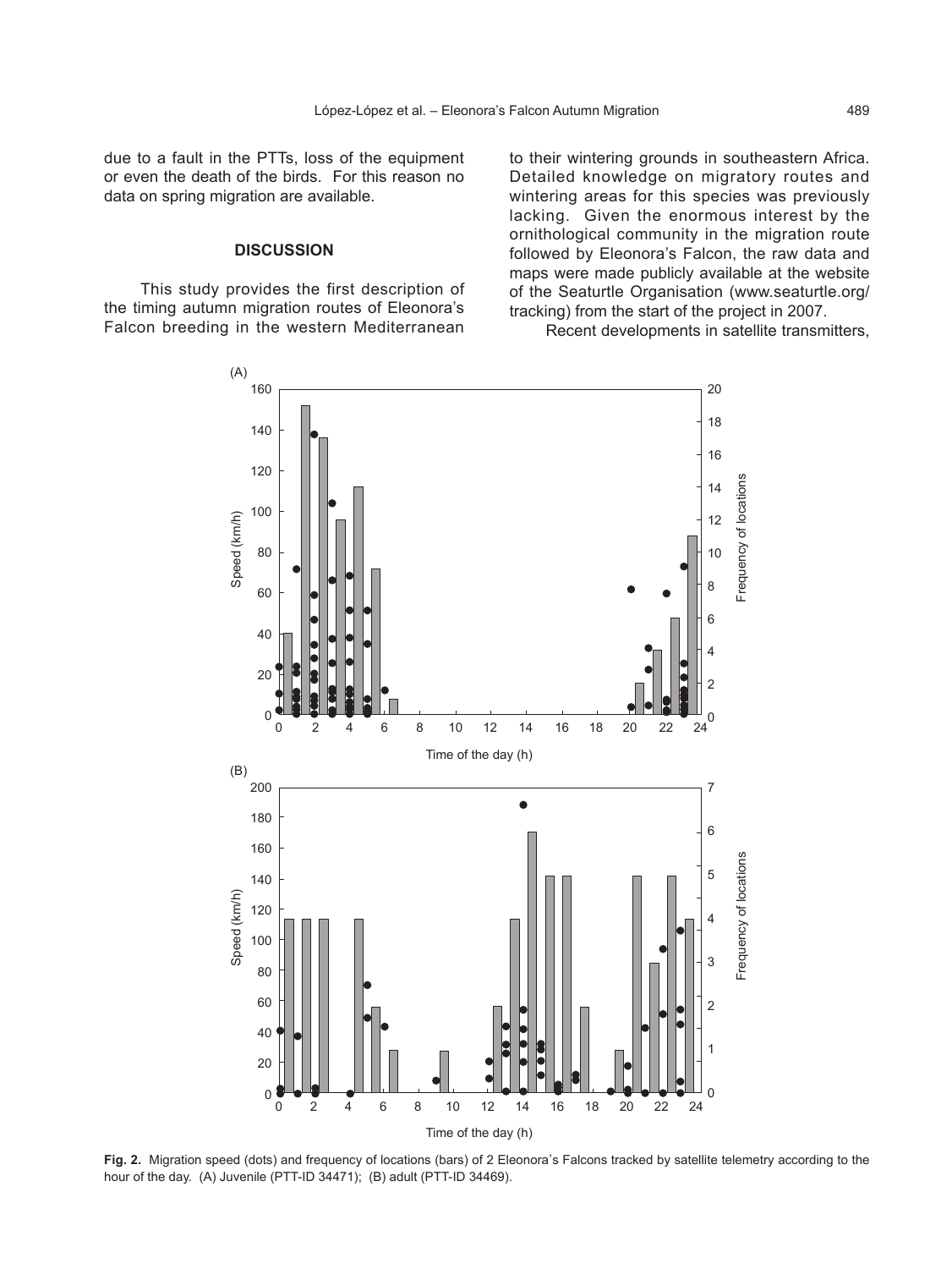due to a fault in the PTTs, loss of the equipment or even the death of the birds. For this reason no data on spring migration are available.

## DISCUSSION

This study provides the first description of the timing autumn migration routes of Eleonora's Falcon breeding in the western Mediterranean to their wintering grounds in southeastern Africa. Detailed knowledge on migratory routes and wintering areas for this species was previously lacking. Given the enormous interest by the ornithological community in the migration route followed by Eleonora's Falcon, the raw data and maps were made publicly available at the website of the Seaturtle Organisation (www.seaturtle.org/tracking) from the start of the project in 2007.

Recent developments in satellite transmitters,

**Fig. 2.** Migration speed (dots) and frequency of locations (bars) of 2 Eleonora's Falcons tracked by satellite telemetry according to the hour of the day. (A) Juvenile (PTT-ID 34471); (B) adult (PTT-ID 34469).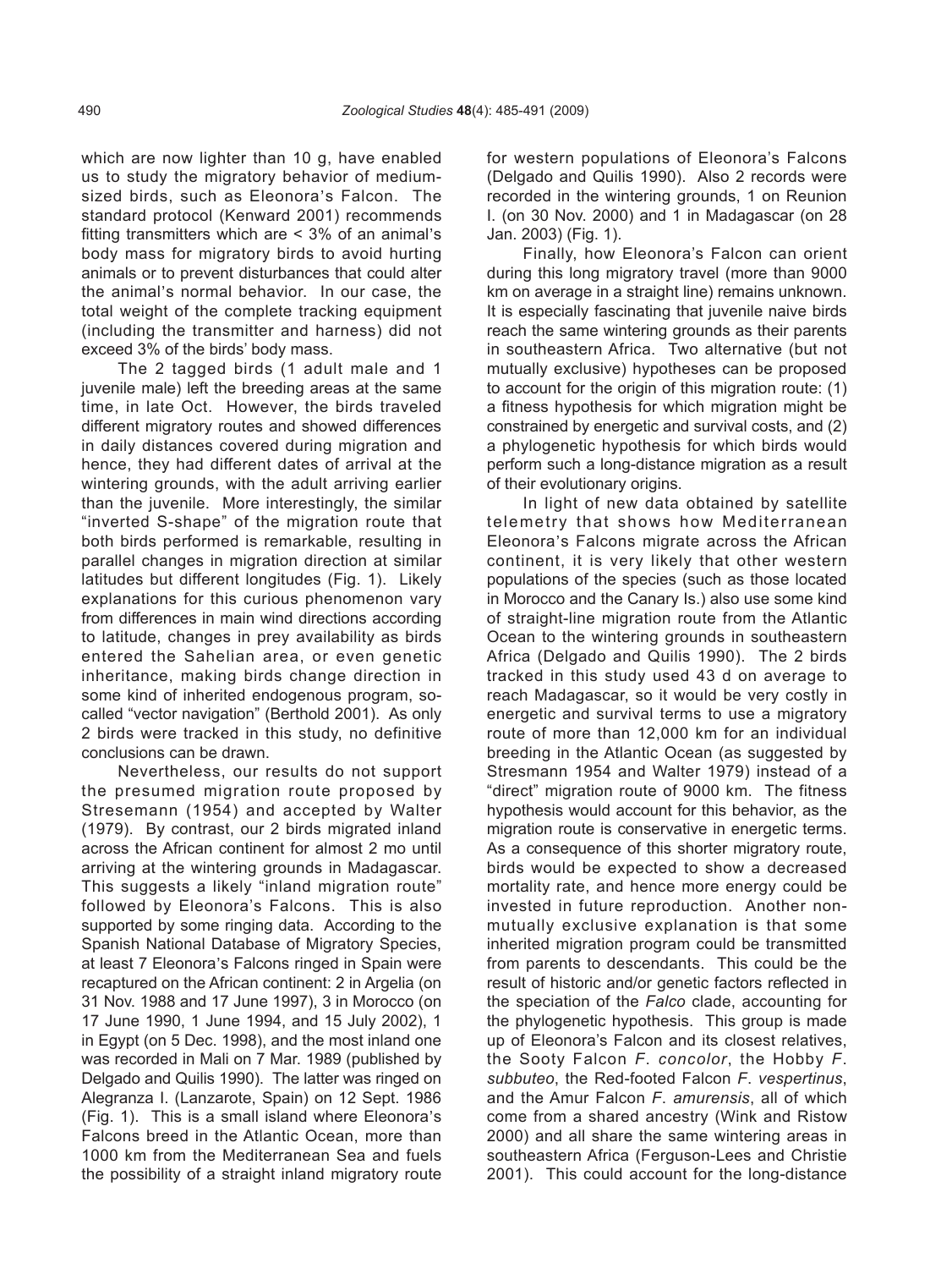which are now lighter than 10 g, have enabled us to study the migratory behavior of medium-sized birds, such as Eleonora's Falcon. The standard protocol (Kenward 2001) recommends fitting transmitters which are < 3% of an animal's body mass for migratory birds to avoid hurting animals or to prevent disturbances that could alter the animal's normal behavior. In our case, the total weight of the complete tracking equipment (including the transmitter and harness) did not exceed 3% of the birds' body mass.

The 2 tagged birds (1 adult male and 1 juvenile male) left the breeding areas at the same time, in late Oct. However, the birds traveled different migratory routes and showed differences in daily distances covered during migration and hence, they had different dates of arrival at the wintering grounds, with the adult arriving earlier than the juvenile. More interestingly, the similar "inverted S-shape" of the migration route that both birds performed is remarkable, resulting in parallel changes in migration direction at similar latitudes but different longitudes (Fig. 1). Likely explanations for this curious phenomenon vary from differences in main wind directions according to latitude, changes in prey availability as birds entered the Sahelian area, or even genetic inheritance, making birds change direction in some kind of inherited endogenous program, so-called "vector navigation" (Berthold 2001). As only 2 birds were tracked in this study, no definitive conclusions can be drawn.

Nevertheless, our results do not support the presumed migration route proposed by Stresemann (1954) and accepted by Walter (1979). By contrast, our 2 birds migrated inland across the African continent for almost 2 mo until arriving at the wintering grounds in Madagascar. This suggests a likely "inland migration route" followed by Eleonora's Falcons. This is also supported by some ringing data. According to the Spanish National Database of Migratory Species, at least 7 Eleonora's Falcons ringed in Spain were recaptured on the African continent: 2 in Argelia (on 31 Nov. 1988 and 17 June 1997), 3 in Morocco (on 17 June 1990, 1 June 1994, and 15 July 2002), 1 in Egypt (on 5 Dec. 1998), and the most inland one was recorded in Mali on 7 Mar. 1989 (published by Delgado and Quilis 1990). The latter was ringed on Alegranza I. (Lanzarote, Spain) on 12 Sept. 1986 (Fig. 1). This is a small island where Eleonora's Falcons breed in the Atlantic Ocean, more than 1000 km from the Mediterranean Sea and fuels the possibility of a straight inland migratory route for western populations of Eleonora's Falcons (Delgado and Quilis 1990). Also 2 records were recorded in the wintering grounds, 1 on Reunion I. (on 30 Nov. 2000) and 1 in Madagascar (on 28 Jan. 2003) (Fig. 1).

Finally, how Eleonora's Falcon can orient during this long migratory travel (more than 9000 km on average in a straight line) remains unknown. It is especially fascinating that juvenile naive birds reach the same wintering grounds as their parents in southeastern Africa. Two alternative (but not mutually exclusive) hypotheses can be proposed to account for the origin of this migration route: (1) a fitness hypothesis for which migration might be constrained by energetic and survival costs, and (2) a phylogenetic hypothesis for which birds would perform such a long-distance migration as a result of their evolutionary origins.

In light of new data obtained by satellite telemetry that shows how Mediterranean Eleonora's Falcons migrate across the African continent, it is very likely that other western populations of the species (such as those located in Morocco and the Canary Is.) also use some kind of straight-line migration route from the Atlantic Ocean to the wintering grounds in southeastern Africa (Delgado and Quilis 1990). The 2 birds tracked in this study used 43 d on average to reach Madagascar, so it would be very costly in energetic and survival terms to use a migratory route of more than 12,000 km for an individual breeding in the Atlantic Ocean (as suggested by Stresmann 1954 and Walter 1979) instead of a "direct" migration route of 9000 km. The fitness hypothesis would account for this behavior, as the migration route is conservative in energetic terms. As a consequence of this shorter migratory route, birds would be expected to show a decreased mortality rate, and hence more energy could be invested in future reproduction. Another non-mutually exclusive explanation is that some inherited migration program could be transmitted from parents to descendants. This could be the result of historic and/or genetic factors reflected in the speciation of the *Falco* clade, accounting for the phylogenetic hypothesis. This group is made up of Eleonora's Falcon and its closest relatives, the Sooty Falcon *F. concolor*, the Hobby *F. subbuteo*, the Red-footed Falcon *F. vespertinus*, and the Amur Falcon *F. amurensis*, all of which come from a shared ancestry (Wink and Ristow 2000) and all share the same wintering areas in southeastern Africa (Ferguson-Lees and Christie 2001). This could account for the long-distance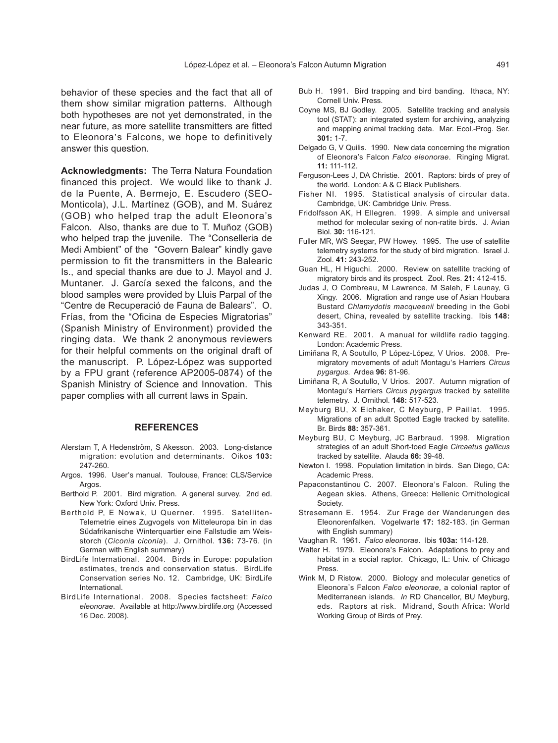behavior of these species and the fact that all of them show similar migration patterns. Although both hypotheses are not yet demonstrated, in the near future, as more satellite transmitters are fitted to Eleonora's Falcons, we hope to definitively answer this question.

**Acknowledgments:** The Terra Natura Foundation financed this project. We would like to thank J. de la Puente, A. Bermejo, E. Escudero (SEO-Monticola), J.L. Martínez (GOB), and M. Suárez (GOB) who helped trap the adult Eleonora's Falcon. Also, thanks are due to T. Muñoz (GOB) who helped trap the juvenile. The "Conselleria de Medi Ambient" of the "Govern Balear" kindly gave permission to fit the transmitters in the Balearic Is., and special thanks are due to J. Mayol and J. Muntaner. J. García sexed the falcons, and the blood samples were provided by Lluis Parpal of the "Centre de Recuperació de Fauna de Balears". O. Frías, from the "Oficina de Especies Migratorias" (Spanish Ministry of Environment) provided the ringing data. We thank 2 anonymous reviewers for their helpful comments on the original draft of the manuscript. P. López-López was supported by a FPU grant (reference AP2005-0874) of the Spanish Ministry of Science and Innovation. This paper complies with all current laws in Spain.

## REFERENCES

Alerstam T, A Hedenström, S Akesson. 2003. Long-distance migration: evolution and determinants. Oikos **103:** 247-260.

Argos. 1996. User's manual. Toulouse, France: CLS/Service Argos.

Berthold P. 2001. Bird migration. A general survey. 2nd ed. New York: Oxford Univ. Press.

Berthold P, E Nowak, U Querner. 1995. Satelliten-Telemetrie eines Zugvogels von Mitteleuropa bin in das Südafrikanische Winterquartier eine Fallstudie am Weisstorch (*Ciconia ciconia*). J. Ornithol. **136:** 73-76. (in German with English summary)

BirdLife International. 2004. Birds in Europe: population estimates, trends and conservation status. BirdLife Conservation series No. 12. Cambridge, UK: BirdLife International.

BirdLife International. 2008. Species factsheet: *Falco eleonorae*. Available at http://www.birdlife.org (Accessed 16 Dec. 2008).

Bub H. 1991. Bird trapping and bird banding. Ithaca, NY: Cornell Univ. Press.

Coyne MS, BJ Godley. 2005. Satellite tracking and analysis tool (STAT): an integrated system for archiving, analyzing and mapping animal tracking data. Mar. Ecol.-Prog. Ser. **301:** 1-7.

Delgado G, V Quilis. 1990. New data concerning the migration of Eleonora's Falcon *Falco eleonorae*. Ringing Migrat. **11:** 111-112.

Ferguson-Lees J, DA Christie. 2001. Raptors: birds of prey of the world. London: A & C Black Publishers.

Fisher NI. 1995. Statistical analysis of circular data. Cambridge, UK: Cambridge Univ. Press.

Fridolfsson AK, H Ellegren. 1999. A simple and universal method for molecular sexing of non-ratite birds. J. Avian Biol. **30:** 116-121.

Fuller MR, WS Seegar, PW Howey. 1995. The use of satellite telemetry systems for the study of bird migration. Israel J. Zool. **41:** 243-252.

Guan HL, H Higuchi. 2000. Review on satellite tracking of migratory birds and its prospect. Zool. Res. **21:** 412-415.

Judas J, O Combreau, M Lawrence, M Saleh, F Launay, G Xingy. 2006. Migration and range use of Asian Houbara Bustard *Chlamydotis macqueenii* breeding in the Gobi desert, China, revealed by satellite tracking. Ibis **148:** 343-351.

Kenward RE. 2001. A manual for wildlife radio tagging. London: Academic Press.

Limiñana R, A Soutullo, P López-López, V Urios. 2008. Pre-migratory movements of adult Montagu's Harriers *Circus pygargus*. Ardea **96:** 81-96.

Limiñana R, A Soutullo, V Urios. 2007. Autumn migration of Montagu's Harriers *Circus pygargus* tracked by satellite telemetry. J. Ornithol. **148:** 517-523.

Meyburg BU, X Eichaker, C Meyburg, P Paillat. 1995. Migrations of an adult Spotted Eagle tracked by satellite. Br. Birds **88:** 357-361.

Meyburg BU, C Meyburg, JC Barbraud. 1998. Migration strategies of an adult Short-toed Eagle *Circaetus gallicus* tracked by satellite. Alauda **66:** 39-48.

Newton I. 1998. Population limitation in birds. San Diego, CA: Academic Press.

Papaconstantinou C. 2007. Eleonora's Falcon. Ruling the Aegean skies. Athens, Greece: Hellenic Ornithological Society.

Stresemann E. 1954. Zur Frage der Wanderungen des Eleonorenfalken. Vogelwarte **17:** 182-183. (in German with English summary)

Vaughan R. 1961. *Falco eleonorae*. Ibis **103a:** 114-128.

Walter H. 1979. Eleonora's Falcon. Adaptations to prey and habitat in a social raptor. Chicago, IL: Univ. of Chicago Press.

Wink M, D Ristow. 2000. Biology and molecular genetics of Eleonora's Falcon *Falco eleonorae*, a colonial raptor of Mediterranean islands. *In* RD Chancellor, BU Meyburg, eds. Raptors at risk. Midrand, South Africa: World Working Group of Birds of Prey.